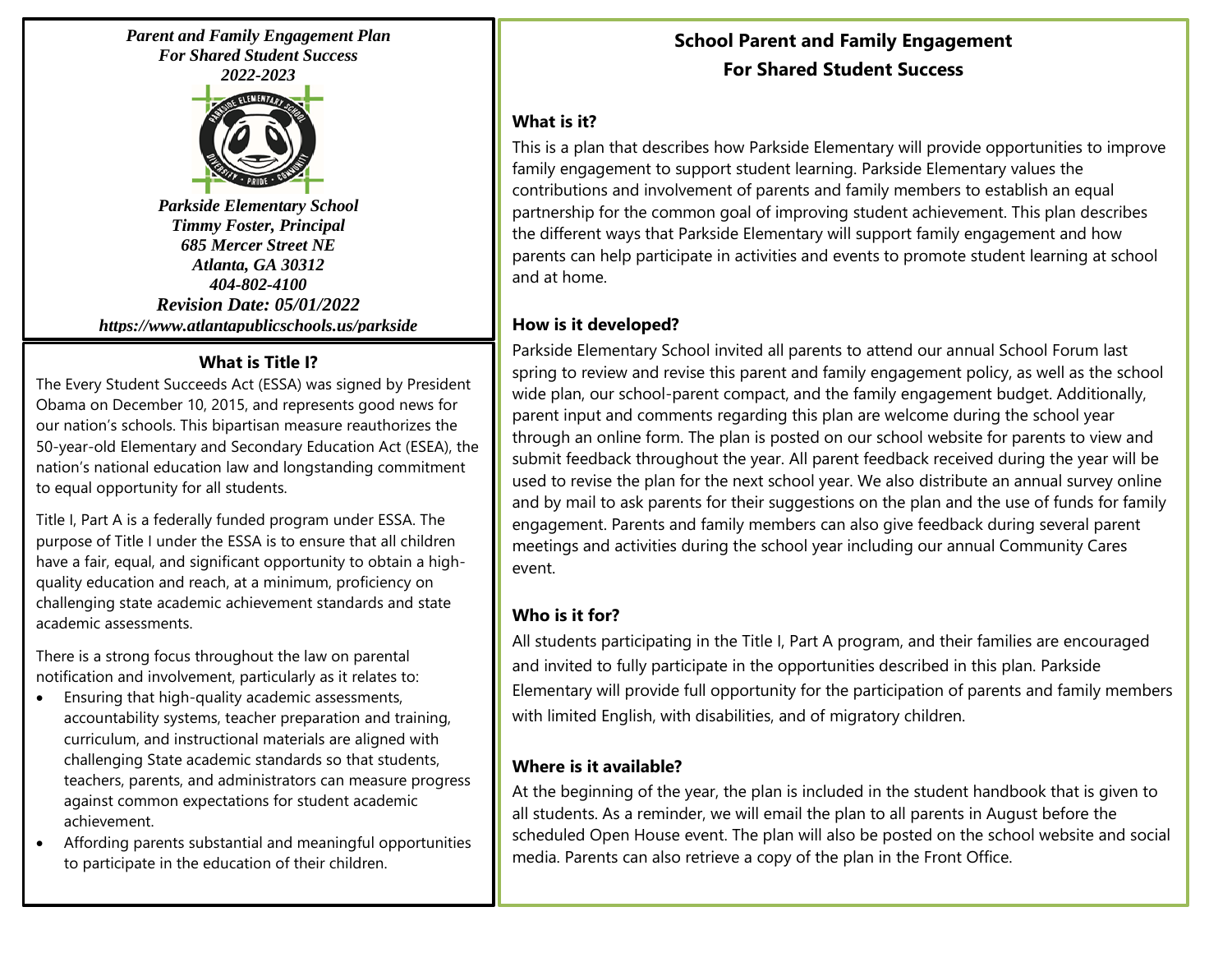***Parent and Family Engagement Plan***
***For Shared Student Success***
***2022-2023***

***Parkside Elementary School***
***Timmy Foster, Principal***
***685 Mercer Street NE***
***Atlanta, GA 30312***
***404-802-4100***
***Revision Date: 05/01/2022***
***https://www.atlantapublicschools.us/parkside***

## What is Title I?

The Every Student Succeeds Act (ESSA) was signed by President Obama on December 10, 2015, and represents good news for our nation's schools. This bipartisan measure reauthorizes the 50-year-old Elementary and Secondary Education Act (ESEA), the nation's national education law and longstanding commitment to equal opportunity for all students.

Title I, Part A is a federally funded program under ESSA. The purpose of Title I under the ESSA is to ensure that all children have a fair, equal, and significant opportunity to obtain a high-quality education and reach, at a minimum, proficiency on challenging state academic achievement standards and state academic assessments.

There is a strong focus throughout the law on parental notification and involvement, particularly as it relates to:

- Ensuring that high-quality academic assessments, accountability systems, teacher preparation and training, curriculum, and instructional materials are aligned with challenging State academic standards so that students, teachers, parents, and administrators can measure progress against common expectations for student academic achievement.
- Affording parents substantial and meaningful opportunities to participate in the education of their children.

## School Parent and Family Engagement For Shared Student Success

### What is it?

This is a plan that describes how Parkside Elementary will provide opportunities to improve family engagement to support student learning. Parkside Elementary values the contributions and involvement of parents and family members to establish an equal partnership for the common goal of improving student achievement. This plan describes the different ways that Parkside Elementary will support family engagement and how parents can help participate in activities and events to promote student learning at school and at home.

### How is it developed?

Parkside Elementary School invited all parents to attend our annual School Forum last spring to review and revise this parent and family engagement policy, as well as the school wide plan, our school-parent compact, and the family engagement budget. Additionally, parent input and comments regarding this plan are welcome during the school year through an online form. The plan is posted on our school website for parents to view and submit feedback throughout the year. All parent feedback received during the year will be used to revise the plan for the next school year. We also distribute an annual survey online and by mail to ask parents for their suggestions on the plan and the use of funds for family engagement. Parents and family members can also give feedback during several parent meetings and activities during the school year including our annual Community Cares event.

### Who is it for?

All students participating in the Title I, Part A program, and their families are encouraged and invited to fully participate in the opportunities described in this plan. Parkside Elementary will provide full opportunity for the participation of parents and family members with limited English, with disabilities, and of migratory children.

### Where is it available?

At the beginning of the year, the plan is included in the student handbook that is given to all students. As a reminder, we will email the plan to all parents in August before the scheduled Open House event. The plan will also be posted on the school website and social media. Parents can also retrieve a copy of the plan in the Front Office.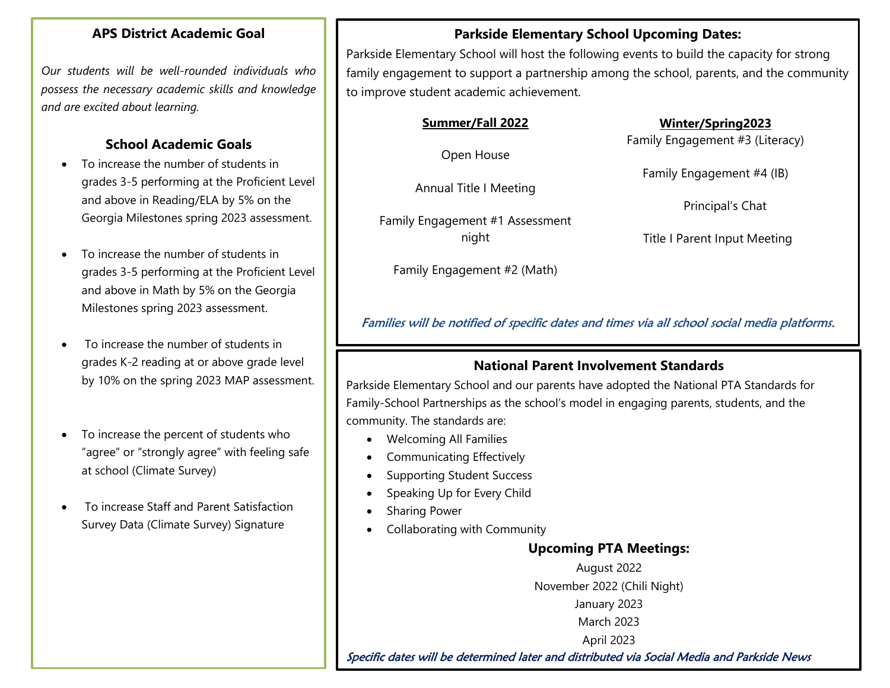## APS District Academic Goal

*Our students will be well-rounded individuals who possess the necessary academic skills and knowledge and are excited about learning.*

## School Academic Goals

- To increase the number of students in grades 3-5 performing at the Proficient Level and above in Reading/ELA by 5% on the Georgia Milestones spring 2023 assessment.
- To increase the number of students in grades 3-5 performing at the Proficient Level and above in Math by 5% on the Georgia Milestones spring 2023 assessment.
- To increase the number of students in grades K-2 reading at or above grade level by 10% on the spring 2023 MAP assessment.
- To increase the percent of students who "agree" or "strongly agree" with feeling safe at school (Climate Survey)
- To increase Staff and Parent Satisfaction Survey Data (Climate Survey) Signature

## Parkside Elementary School Upcoming Dates:

Parkside Elementary School will host the following events to build the capacity for strong family engagement to support a partnership among the school, parents, and the community to improve student academic achievement.

**Summer/Fall 2022**

Open House

Annual Title I Meeting

Family Engagement #1 Assessment night

Family Engagement #2 (Math)

**Winter/Spring2023**

Family Engagement #3 (Literacy)

Family Engagement #4 (IB)

Principal's Chat

Title I Parent Input Meeting

*Families will be notified of specific dates and times via all school social media platforms.*

## National Parent Involvement Standards

Parkside Elementary School and our parents have adopted the National PTA Standards for Family-School Partnerships as the school's model in engaging parents, students, and the community. The standards are:

- Welcoming All Families
- Communicating Effectively
- Supporting Student Success
- Speaking Up for Every Child
- Sharing Power
- Collaborating with Community

### Upcoming PTA Meetings:

August 2022

November 2022 (Chili Night)

January 2023

March 2023

April 2023

*Specific dates will be determined later and distributed via Social Media and Parkside News*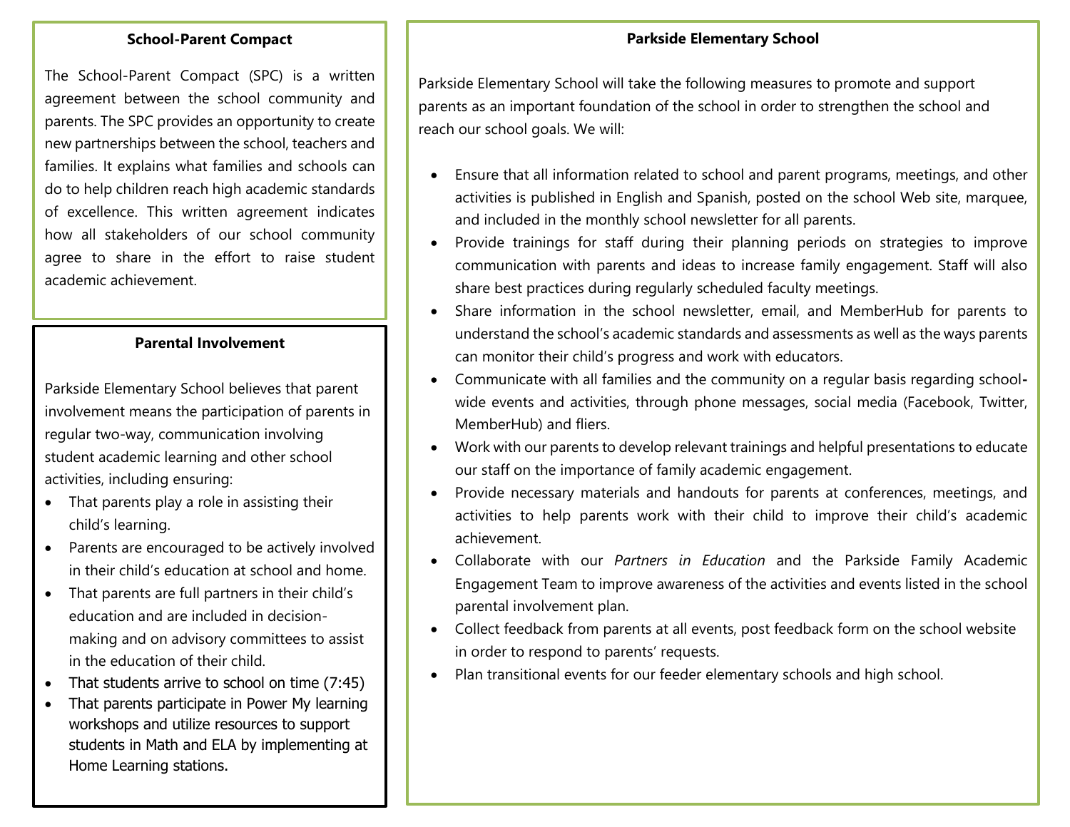## School-Parent Compact

The School-Parent Compact (SPC) is a written agreement between the school community and parents. The SPC provides an opportunity to create new partnerships between the school, teachers and families. It explains what families and schools can do to help children reach high academic standards of excellence. This written agreement indicates how all stakeholders of our school community agree to share in the effort to raise student academic achievement.

## Parental Involvement

Parkside Elementary School believes that parent involvement means the participation of parents in regular two-way, communication involving student academic learning and other school activities, including ensuring:

- That parents play a role in assisting their child's learning.
- Parents are encouraged to be actively involved in their child's education at school and home.
- That parents are full partners in their child's education and are included in decision-making and on advisory committees to assist in the education of their child.
- That students arrive to school on time (7:45)
- That parents participate in Power My learning workshops and utilize resources to support students in Math and ELA by implementing at Home Learning stations.

## Parkside Elementary School

Parkside Elementary School will take the following measures to promote and support parents as an important foundation of the school in order to strengthen the school and reach our school goals. We will:

- Ensure that all information related to school and parent programs, meetings, and other activities is published in English and Spanish, posted on the school Web site, marquee, and included in the monthly school newsletter for all parents.
- Provide trainings for staff during their planning periods on strategies to improve communication with parents and ideas to increase family engagement. Staff will also share best practices during regularly scheduled faculty meetings.
- Share information in the school newsletter, email, and MemberHub for parents to understand the school's academic standards and assessments as well as the ways parents can monitor their child's progress and work with educators.
- Communicate with all families and the community on a regular basis regarding school-wide events and activities, through phone messages, social media (Facebook, Twitter, MemberHub) and fliers.
- Work with our parents to develop relevant trainings and helpful presentations to educate our staff on the importance of family academic engagement.
- Provide necessary materials and handouts for parents at conferences, meetings, and activities to help parents work with their child to improve their child's academic achievement.
- Collaborate with our *Partners in Education* and the Parkside Family Academic Engagement Team to improve awareness of the activities and events listed in the school parental involvement plan.
- Collect feedback from parents at all events, post feedback form on the school website in order to respond to parents' requests.
- Plan transitional events for our feeder elementary schools and high school.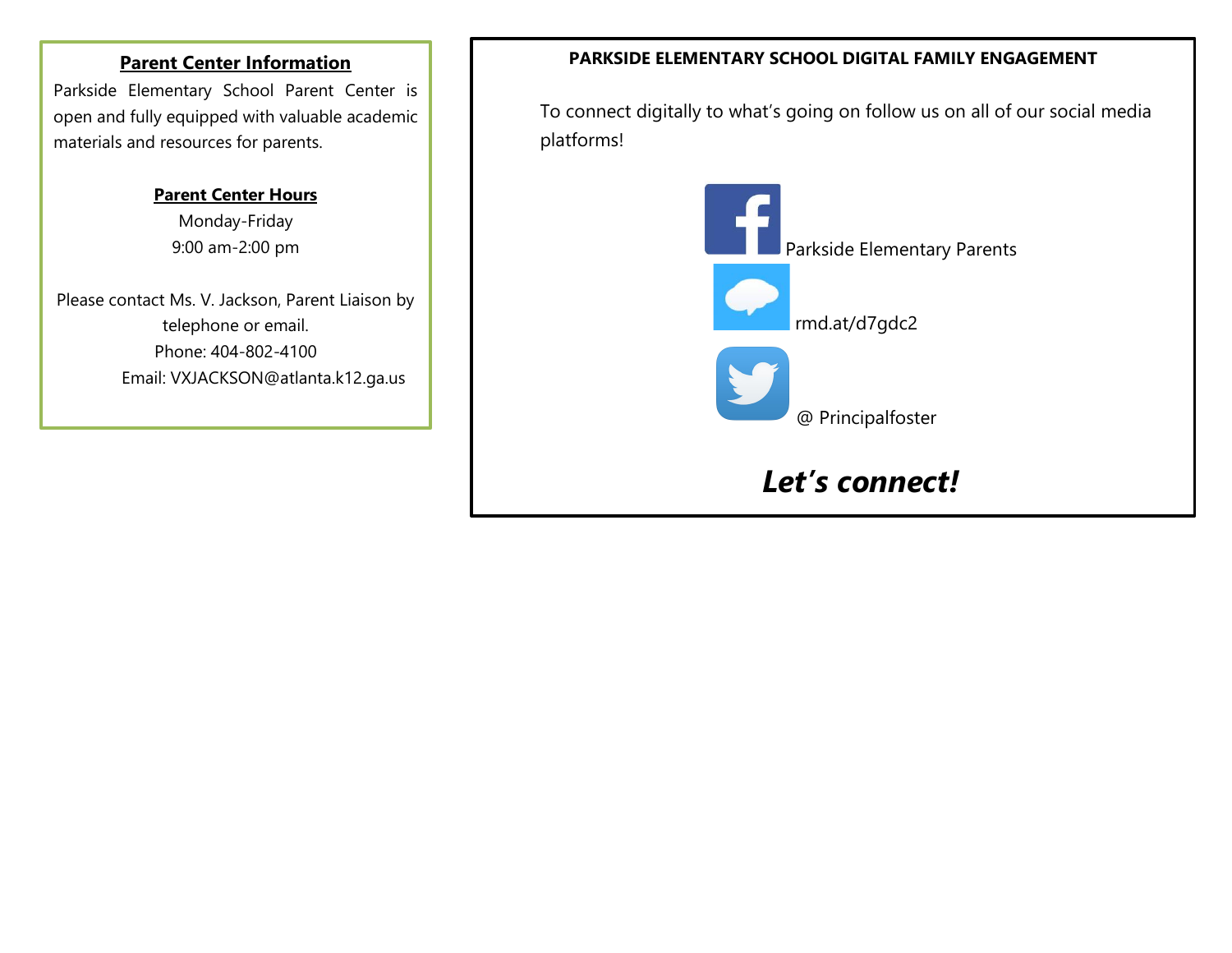## Parent Center Information

Parkside Elementary School Parent Center is open and fully equipped with valuable academic materials and resources for parents.

**Parent Center Hours**

Monday-Friday

9:00 am-2:00 pm

Please contact Ms. V. Jackson, Parent Liaison by telephone or email.

Phone: 404-802-4100

Email: VXJACKSON@atlanta.k12.ga.us

## PARKSIDE ELEMENTARY SCHOOL DIGITAL FAMILY ENGAGEMENT

To connect digitally to what's going on follow us on all of our social media platforms!

Parkside Elementary Parents

rmd.at/d7gdc2

@ Principalfoster

***Let's connect!***